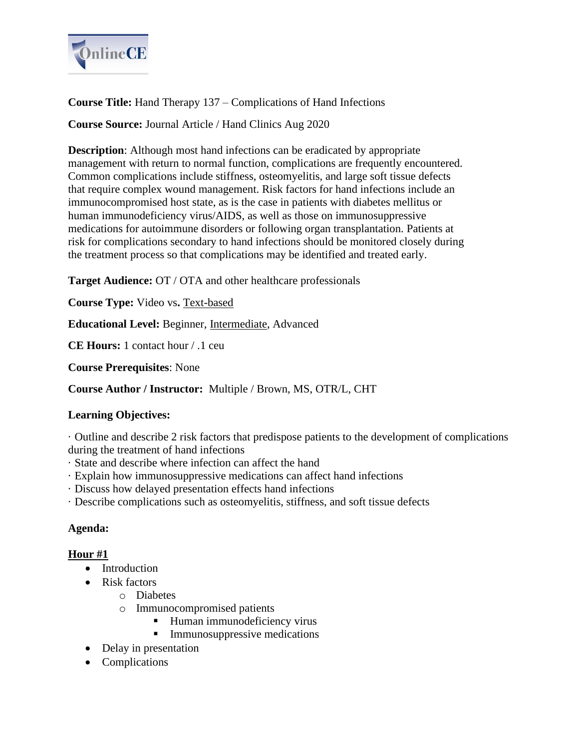**Course Title:** Hand Therapy 137 – Complications of Hand Infections

**Course Source:** Journal Article / Hand Clinics Aug 2020

**Description**: Although most hand infections can be eradicated by appropriate management with return to normal function, complications are frequently encountered. Common complications include stiffness, osteomyelitis, and large soft tissue defects that require complex wound management. Risk factors for hand infections include an immunocompromised host state, as is the case in patients with diabetes mellitus or human immunodeficiency virus/AIDS, as well as those on immunosuppressive medications for autoimmune disorders or following organ transplantation. Patients at risk for complications secondary to hand infections should be monitored closely during the treatment process so that complications may be identified and treated early.

**Target Audience:** OT / OTA and other healthcare professionals

**Course Type:** Video vs**.** <u>Text-based</u>

**Educational Level:** Beginner, <u>Intermediate</u>, Advanced

**CE Hours:** 1 contact hour / .1 ceu

**Course Prerequisites**: None

**Course Author / Instructor:** Multiple / Brown, MS, OTR/L, CHT

**Learning Objectives:**

· Outline and describe 2 risk factors that predispose patients to the development of complications during the treatment of hand infections
· State and describe where infection can affect the hand
· Explain how immunosuppressive medications can affect hand infections
· Discuss how delayed presentation effects hand infections
· Describe complications such as osteomyelitis, stiffness, and soft tissue defects

**Agenda:**

**<u>Hour #1</u>**

- Introduction
- Risk factors
  - Diabetes
  - Immunocompromised patients
    - Human immunodeficiency virus
    - Immunosuppressive medications
- Delay in presentation
- Complications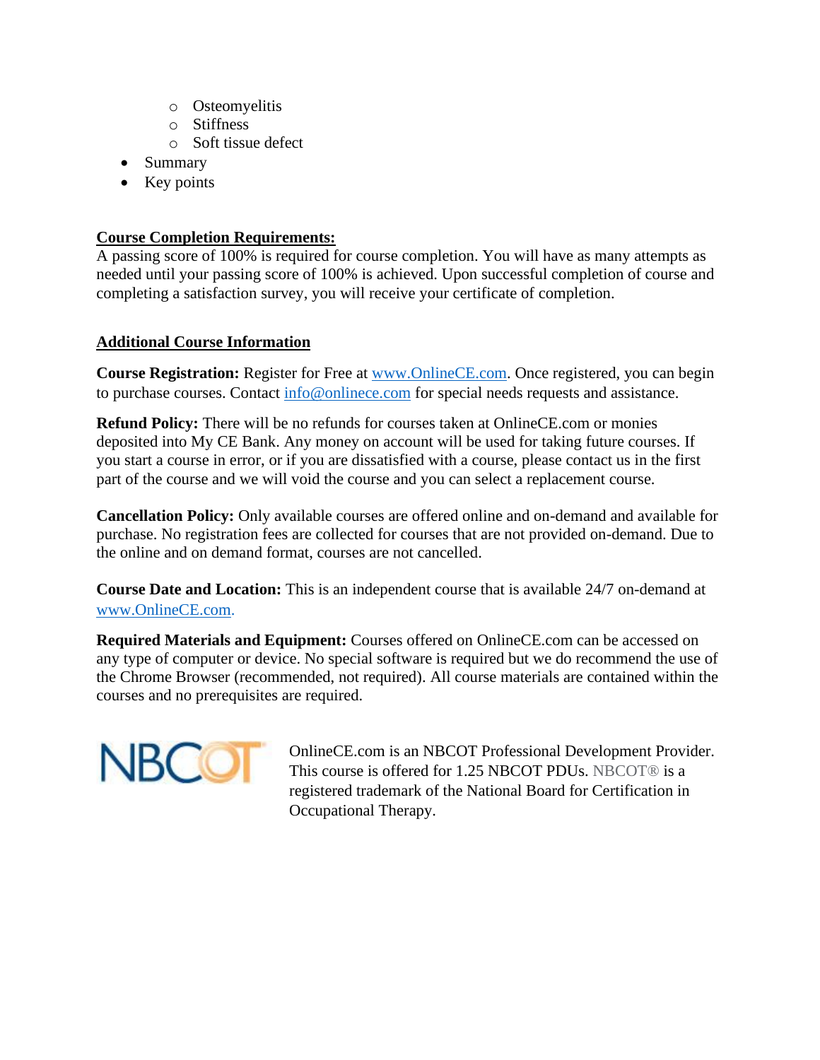- Osteomyelitis
    - Stiffness
    - Soft tissue defect
- Summary
- Key points

**Course Completion Requirements:**

A passing score of 100% is required for course completion. You will have as many attempts as needed until your passing score of 100% is achieved. Upon successful completion of course and completing a satisfaction survey, you will receive your certificate of completion.

**Additional Course Information**

**Course Registration:** Register for Free at www.OnlineCE.com. Once registered, you can begin to purchase courses. Contact info@onlinece.com for special needs requests and assistance.

**Refund Policy:** There will be no refunds for courses taken at OnlineCE.com or monies deposited into My CE Bank. Any money on account will be used for taking future courses. If you start a course in error, or if you are dissatisfied with a course, please contact us in the first part of the course and we will void the course and you can select a replacement course.

**Cancellation Policy:** Only available courses are offered online and on-demand and available for purchase. No registration fees are collected for courses that are not provided on-demand. Due to the online and on demand format, courses are not cancelled.

**Course Date and Location:** This is an independent course that is available 24/7 on-demand at www.OnlineCE.com.

**Required Materials and Equipment:** Courses offered on OnlineCE.com can be accessed on any type of computer or device. No special software is required but we do recommend the use of the Chrome Browser (recommended, not required). All course materials are contained within the courses and no prerequisites are required.

NBCOT

OnlineCE.com is an NBCOT Professional Development Provider. This course is offered for 1.25 NBCOT PDUs. NBCOT® is a registered trademark of the National Board for Certification in Occupational Therapy.